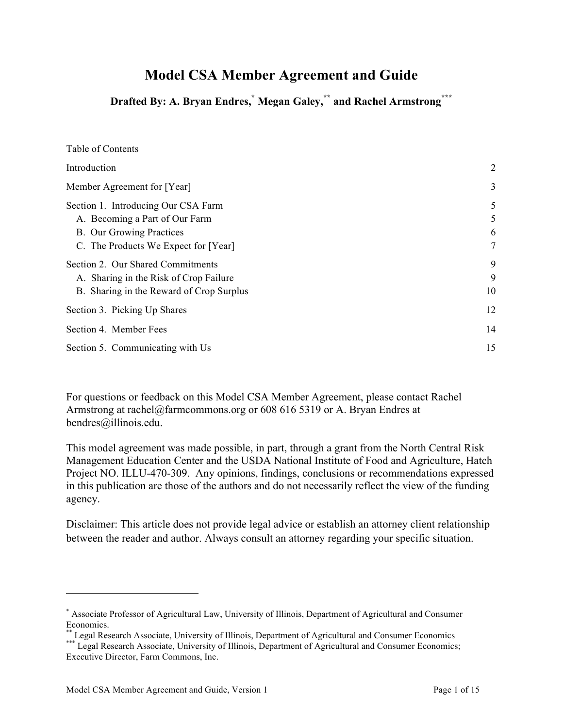# Model CSA Member Agreement and Guide

**Drafted By: A. Bryan Endres,[*] Megan Galey,[**] and Rachel Armstrong[***]**

Table of Contents

| | |
|---|---|
| Introduction | 2 |
| Member Agreement for [Year] | 3 |
| Section 1. Introducing Our CSA Farm | 5 |
| A. Becoming a Part of Our Farm | 5 |
| B. Our Growing Practices | 6 |
| C. The Products We Expect for [Year] | 7 |
| Section 2. Our Shared Commitments | 9 |
| A. Sharing in the Risk of Crop Failure | 9 |
| B. Sharing in the Reward of Crop Surplus | 10 |
| Section 3. Picking Up Shares | 12 |
| Section 4. Member Fees | 14 |
| Section 5. Communicating with Us | 15 |

For questions or feedback on this Model CSA Member Agreement, please contact Rachel Armstrong at rachel@farmcommons.org or 608 616 5319 or A. Bryan Endres at bendres@illinois.edu.

This model agreement was made possible, in part, through a grant from the North Central Risk Management Education Center and the USDA National Institute of Food and Agriculture, Hatch Project NO. ILLU-470-309. Any opinions, findings, conclusions or recommendations expressed in this publication are those of the authors and do not necessarily reflect the view of the funding agency.

Disclaimer: This article does not provide legal advice or establish an attorney client relationship between the reader and author. Always consult an attorney regarding your specific situation.

---

[*] Associate Professor of Agricultural Law, University of Illinois, Department of Agricultural and Consumer Economics.

[**] Legal Research Associate, University of Illinois, Department of Agricultural and Consumer Economics

[***] Legal Research Associate, University of Illinois, Department of Agricultural and Consumer Economics; Executive Director, Farm Commons, Inc.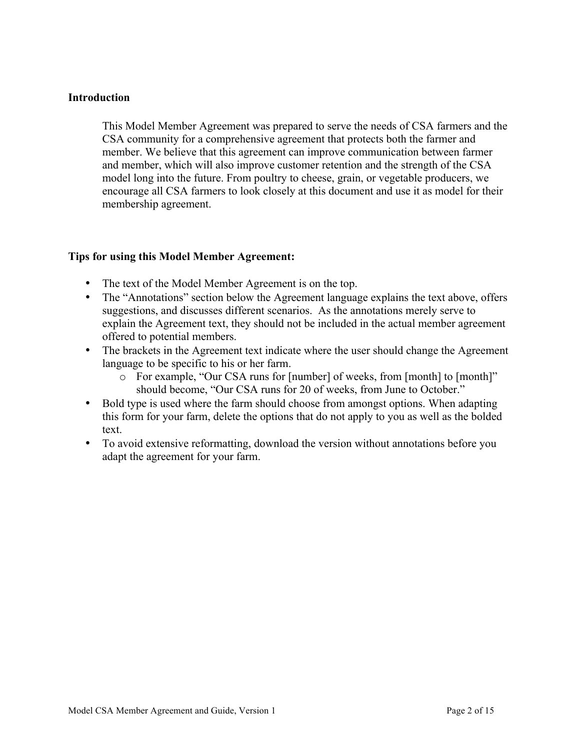**Introduction**

This Model Member Agreement was prepared to serve the needs of CSA farmers and the CSA community for a comprehensive agreement that protects both the farmer and member. We believe that this agreement can improve communication between farmer and member, which will also improve customer retention and the strength of the CSA model long into the future. From poultry to cheese, grain, or vegetable producers, we encourage all CSA farmers to look closely at this document and use it as model for their membership agreement.

**Tips for using this Model Member Agreement:**

- The text of the Model Member Agreement is on the top.
- The "Annotations" section below the Agreement language explains the text above, offers suggestions, and discusses different scenarios. As the annotations merely serve to explain the Agreement text, they should not be included in the actual member agreement offered to potential members.
- The brackets in the Agreement text indicate where the user should change the Agreement language to be specific to his or her farm.
  - For example, "Our CSA runs for [number] of weeks, from [month] to [month]" should become, "Our CSA runs for 20 of weeks, from June to October."
- Bold type is used where the farm should choose from amongst options. When adapting this form for your farm, delete the options that do not apply to you as well as the bolded text.
- To avoid extensive reformatting, download the version without annotations before you adapt the agreement for your farm.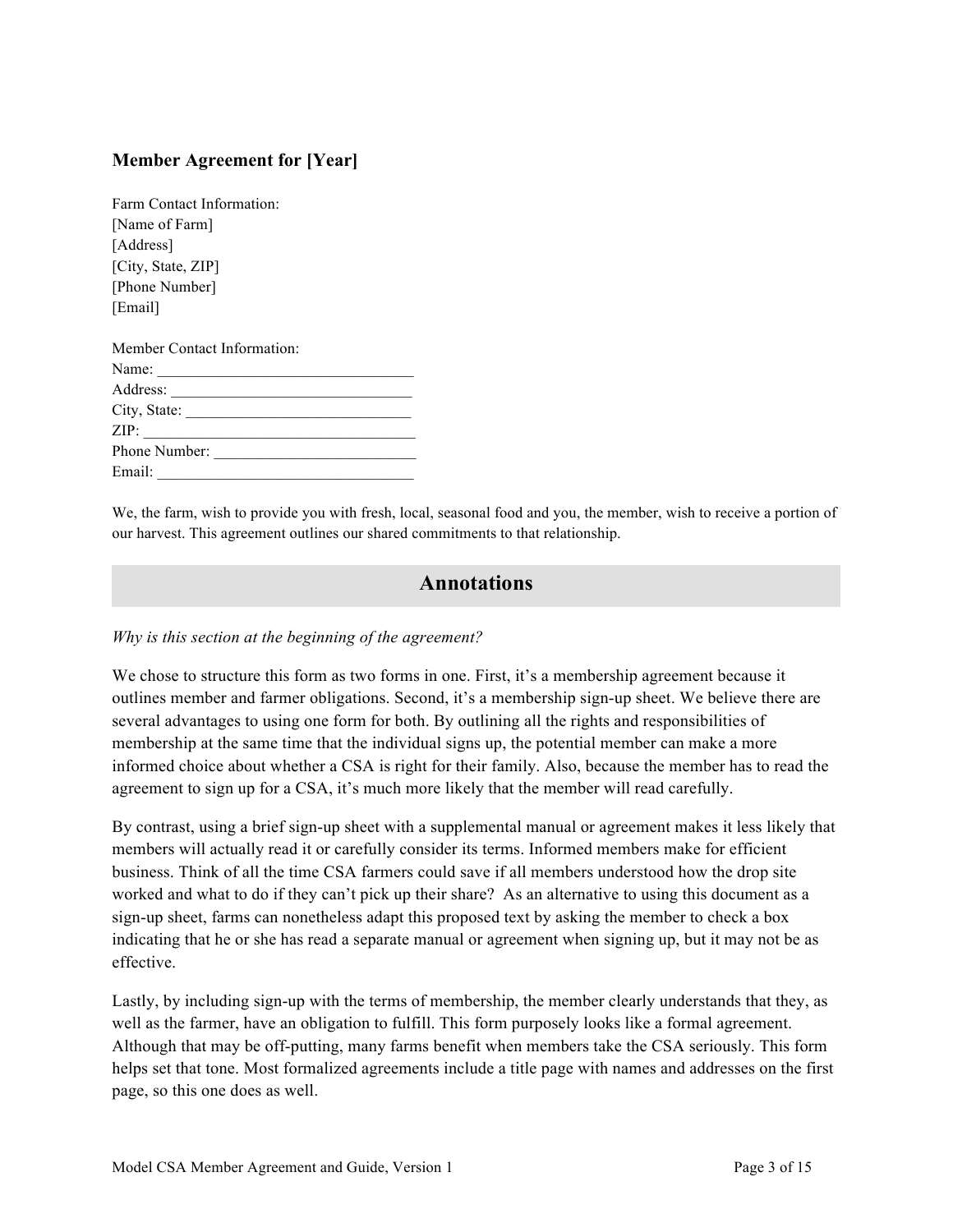### **Member Agreement for [Year]**

Farm Contact Information:
[Name of Farm]
[Address]
[City, State, ZIP]
[Phone Number]
[Email]

Member Contact Information:
Name: ________________________________
Address: ______________________________
City, State: ____________________________
ZIP: _________________________________
Phone Number: _________________________
Email: ________________________________

We, the farm, wish to provide you with fresh, local, seasonal food and you, the member, wish to receive a portion of our harvest. This agreement outlines our shared commitments to that relationship.

## Annotations

*Why is this section at the beginning of the agreement?*

We chose to structure this form as two forms in one. First, it's a membership agreement because it outlines member and farmer obligations. Second, it's a membership sign-up sheet. We believe there are several advantages to using one form for both. By outlining all the rights and responsibilities of membership at the same time that the individual signs up, the potential member can make a more informed choice about whether a CSA is right for their family. Also, because the member has to read the agreement to sign up for a CSA, it's much more likely that the member will read carefully.

By contrast, using a brief sign-up sheet with a supplemental manual or agreement makes it less likely that members will actually read it or carefully consider its terms. Informed members make for efficient business. Think of all the time CSA farmers could save if all members understood how the drop site worked and what to do if they can't pick up their share? As an alternative to using this document as a sign-up sheet, farms can nonetheless adapt this proposed text by asking the member to check a box indicating that he or she has read a separate manual or agreement when signing up, but it may not be as effective.

Lastly, by including sign-up with the terms of membership, the member clearly understands that they, as well as the farmer, have an obligation to fulfill. This form purposely looks like a formal agreement. Although that may be off-putting, many farms benefit when members take the CSA seriously. This form helps set that tone. Most formalized agreements include a title page with names and addresses on the first page, so this one does as well.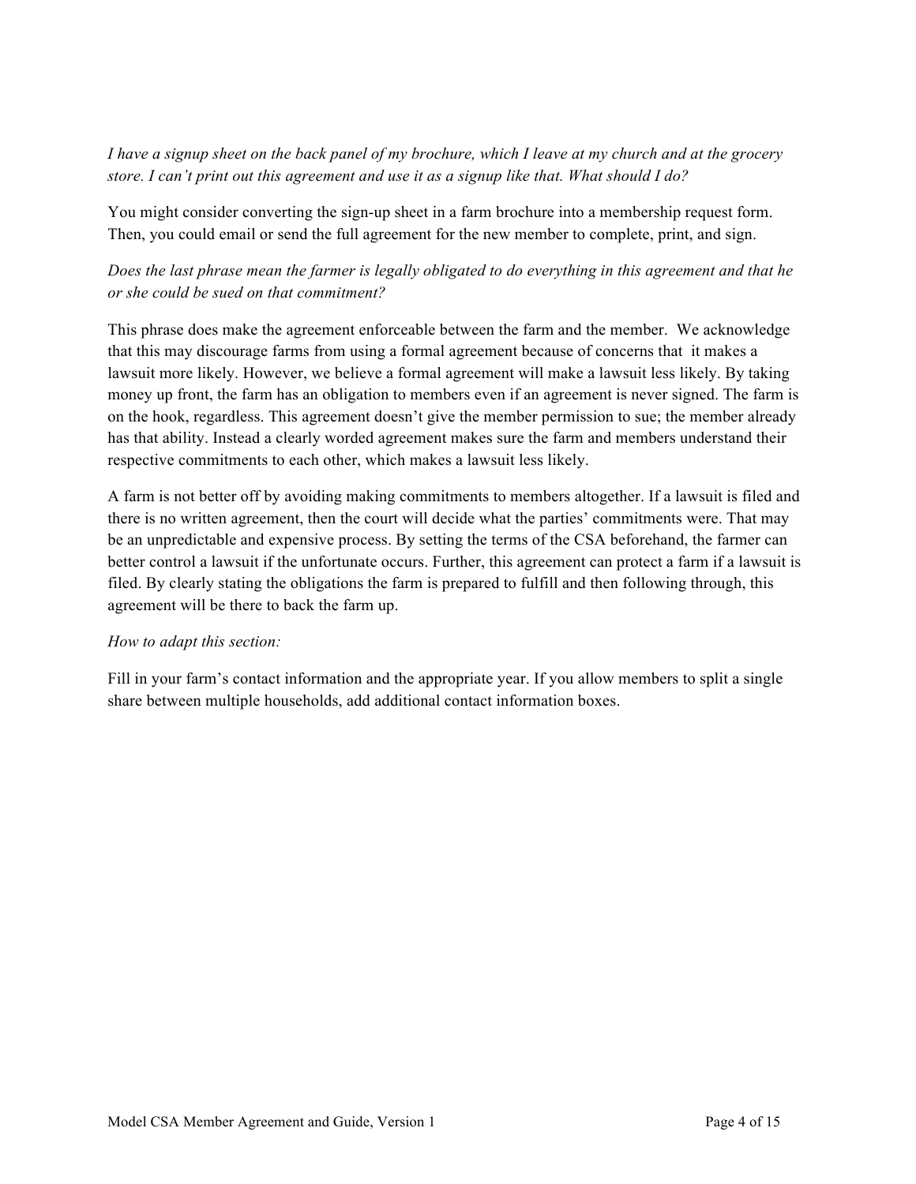*I have a signup sheet on the back panel of my brochure, which I leave at my church and at the grocery store. I can't print out this agreement and use it as a signup like that. What should I do?*

You might consider converting the sign-up sheet in a farm brochure into a membership request form. Then, you could email or send the full agreement for the new member to complete, print, and sign.

*Does the last phrase mean the farmer is legally obligated to do everything in this agreement and that he or she could be sued on that commitment?*

This phrase does make the agreement enforceable between the farm and the member. We acknowledge that this may discourage farms from using a formal agreement because of concerns that it makes a lawsuit more likely. However, we believe a formal agreement will make a lawsuit less likely. By taking money up front, the farm has an obligation to members even if an agreement is never signed. The farm is on the hook, regardless. This agreement doesn't give the member permission to sue; the member already has that ability. Instead a clearly worded agreement makes sure the farm and members understand their respective commitments to each other, which makes a lawsuit less likely.

A farm is not better off by avoiding making commitments to members altogether. If a lawsuit is filed and there is no written agreement, then the court will decide what the parties' commitments were. That may be an unpredictable and expensive process. By setting the terms of the CSA beforehand, the farmer can better control a lawsuit if the unfortunate occurs. Further, this agreement can protect a farm if a lawsuit is filed. By clearly stating the obligations the farm is prepared to fulfill and then following through, this agreement will be there to back the farm up.

*How to adapt this section:*

Fill in your farm's contact information and the appropriate year. If you allow members to split a single share between multiple households, add additional contact information boxes.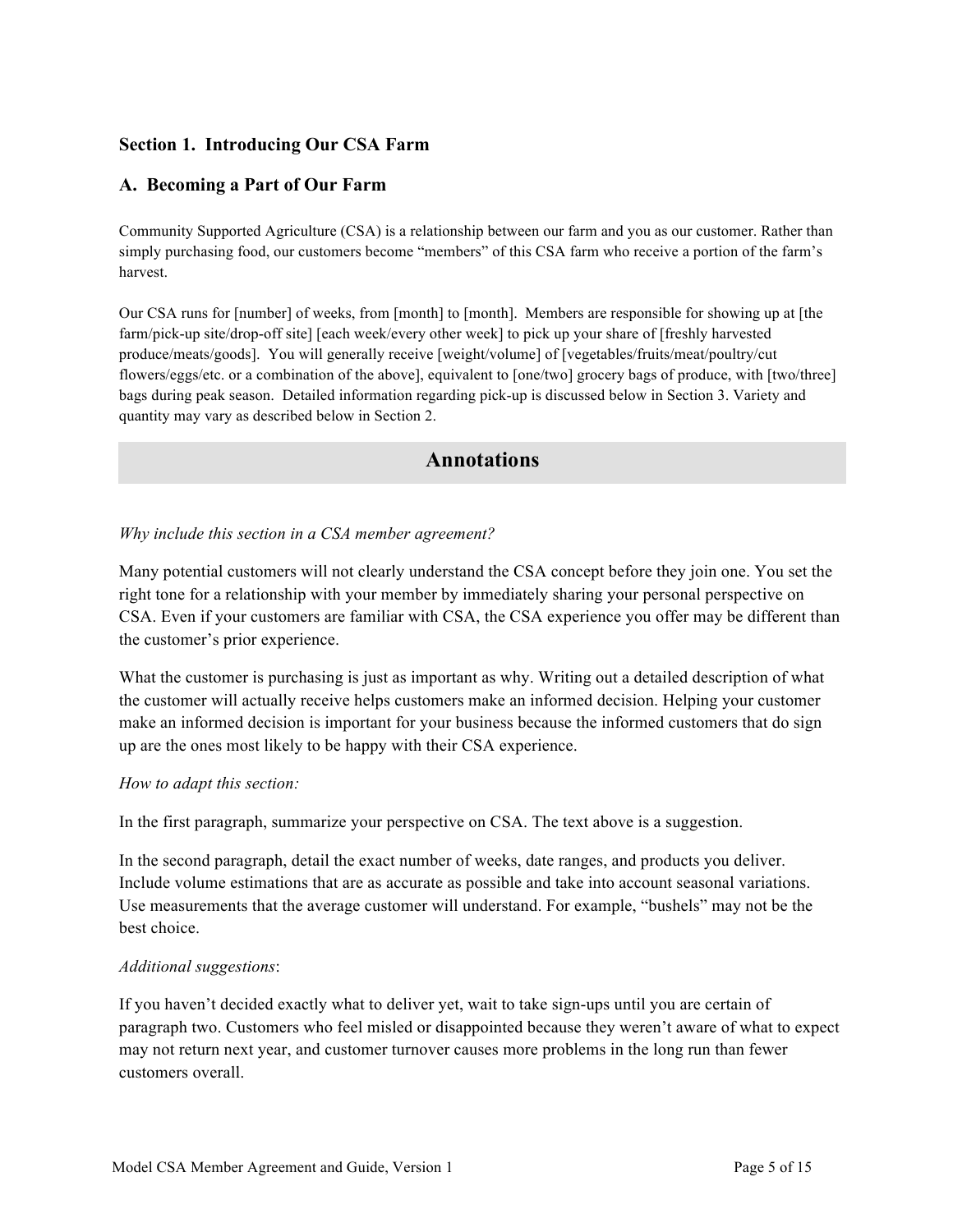## Section 1. Introducing Our CSA Farm

### A. Becoming a Part of Our Farm

Community Supported Agriculture (CSA) is a relationship between our farm and you as our customer. Rather than simply purchasing food, our customers become "members" of this CSA farm who receive a portion of the farm's harvest.

Our CSA runs for [number] of weeks, from [month] to [month]. Members are responsible for showing up at [the farm/pick-up site/drop-off site] [each week/every other week] to pick up your share of [freshly harvested produce/meats/goods]. You will generally receive [weight/volume] of [vegetables/fruits/meat/poultry/cut flowers/eggs/etc. or a combination of the above], equivalent to [one/two] grocery bags of produce, with [two/three] bags during peak season. Detailed information regarding pick-up is discussed below in Section 3. Variety and quantity may vary as described below in Section 2.

## Annotations

*Why include this section in a CSA member agreement?*

Many potential customers will not clearly understand the CSA concept before they join one. You set the right tone for a relationship with your member by immediately sharing your personal perspective on CSA. Even if your customers are familiar with CSA, the CSA experience you offer may be different than the customer's prior experience.

What the customer is purchasing is just as important as why. Writing out a detailed description of what the customer will actually receive helps customers make an informed decision. Helping your customer make an informed decision is important for your business because the informed customers that do sign up are the ones most likely to be happy with their CSA experience.

*How to adapt this section:*

In the first paragraph, summarize your perspective on CSA. The text above is a suggestion.

In the second paragraph, detail the exact number of weeks, date ranges, and products you deliver. Include volume estimations that are as accurate as possible and take into account seasonal variations. Use measurements that the average customer will understand. For example, "bushels" may not be the best choice.

*Additional suggestions*:

If you haven't decided exactly what to deliver yet, wait to take sign-ups until you are certain of paragraph two. Customers who feel misled or disappointed because they weren't aware of what to expect may not return next year, and customer turnover causes more problems in the long run than fewer customers overall.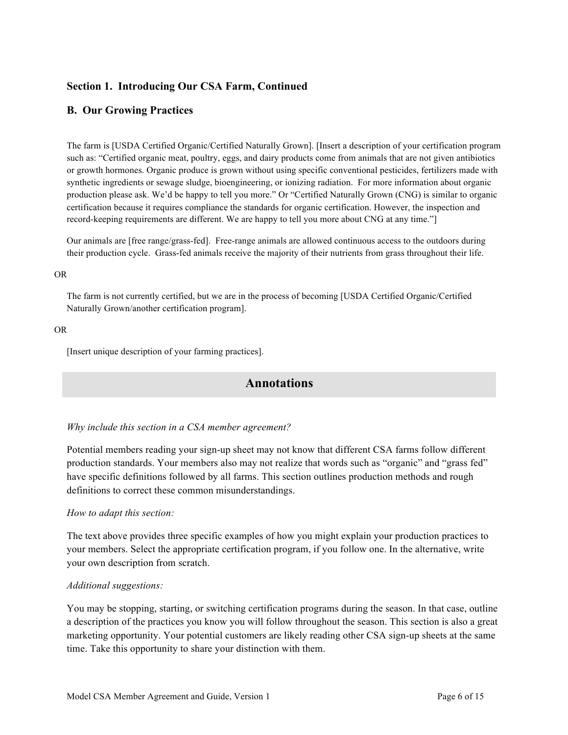### Section 1. Introducing Our CSA Farm, Continued

### B. Our Growing Practices

The farm is [USDA Certified Organic/Certified Naturally Grown]. [Insert a description of your certification program such as: "Certified organic meat, poultry, eggs, and dairy products come from animals that are not given antibiotics or growth hormones. Organic produce is grown without using specific conventional pesticides, fertilizers made with synthetic ingredients or sewage sludge, bioengineering, or ionizing radiation. For more information about organic production please ask. We'd be happy to tell you more." Or "Certified Naturally Grown (CNG) is similar to organic certification because it requires compliance the standards for organic certification. However, the inspection and record-keeping requirements are different. We are happy to tell you more about CNG at any time."]

Our animals are [free range/grass-fed]. Free-range animals are allowed continuous access to the outdoors during their production cycle. Grass-fed animals receive the majority of their nutrients from grass throughout their life.

OR

The farm is not currently certified, but we are in the process of becoming [USDA Certified Organic/Certified Naturally Grown/another certification program].

OR

[Insert unique description of your farming practices].

## Annotations

*Why include this section in a CSA member agreement?*

Potential members reading your sign-up sheet may not know that different CSA farms follow different production standards. Your members also may not realize that words such as "organic" and "grass fed" have specific definitions followed by all farms. This section outlines production methods and rough definitions to correct these common misunderstandings.

*How to adapt this section:*

The text above provides three specific examples of how you might explain your production practices to your members. Select the appropriate certification program, if you follow one. In the alternative, write your own description from scratch.

*Additional suggestions:*

You may be stopping, starting, or switching certification programs during the season. In that case, outline a description of the practices you know you will follow throughout the season. This section is also a great marketing opportunity. Your potential customers are likely reading other CSA sign-up sheets at the same time. Take this opportunity to share your distinction with them.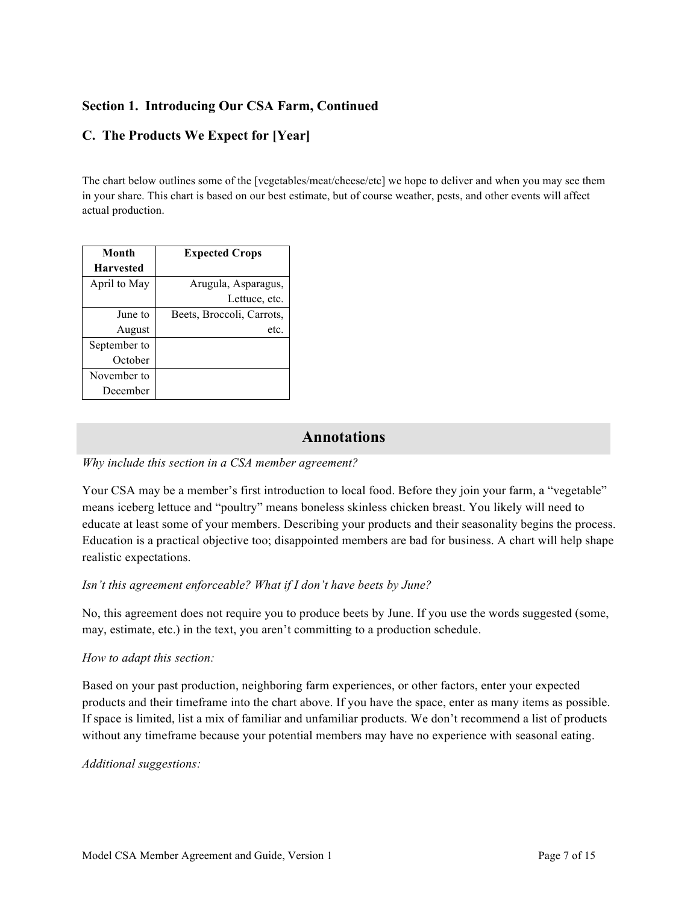### Section 1. Introducing Our CSA Farm, Continued

### C. The Products We Expect for [Year]

The chart below outlines some of the [vegetables/meat/cheese/etc] we hope to deliver and when you may see them in your share. This chart is based on our best estimate, but of course weather, pests, and other events will affect actual production.

| Month Harvested | Expected Crops |
|---|---|
| April to May | Arugula, Asparagus, Lettuce, etc. |
| June to August | Beets, Broccoli, Carrots, etc. |
| September to October | |
| November to December | |

## Annotations

*Why include this section in a CSA member agreement?*

Your CSA may be a member's first introduction to local food. Before they join your farm, a "vegetable" means iceberg lettuce and "poultry" means boneless skinless chicken breast. You likely will need to educate at least some of your members. Describing your products and their seasonality begins the process. Education is a practical objective too; disappointed members are bad for business. A chart will help shape realistic expectations.

*Isn't this agreement enforceable? What if I don't have beets by June?*

No, this agreement does not require you to produce beets by June. If you use the words suggested (some, may, estimate, etc.) in the text, you aren't committing to a production schedule.

*How to adapt this section:*

Based on your past production, neighboring farm experiences, or other factors, enter your expected products and their timeframe into the chart above. If you have the space, enter as many items as possible. If space is limited, list a mix of familiar and unfamiliar products. We don't recommend a list of products without any timeframe because your potential members may have no experience with seasonal eating.

*Additional suggestions:*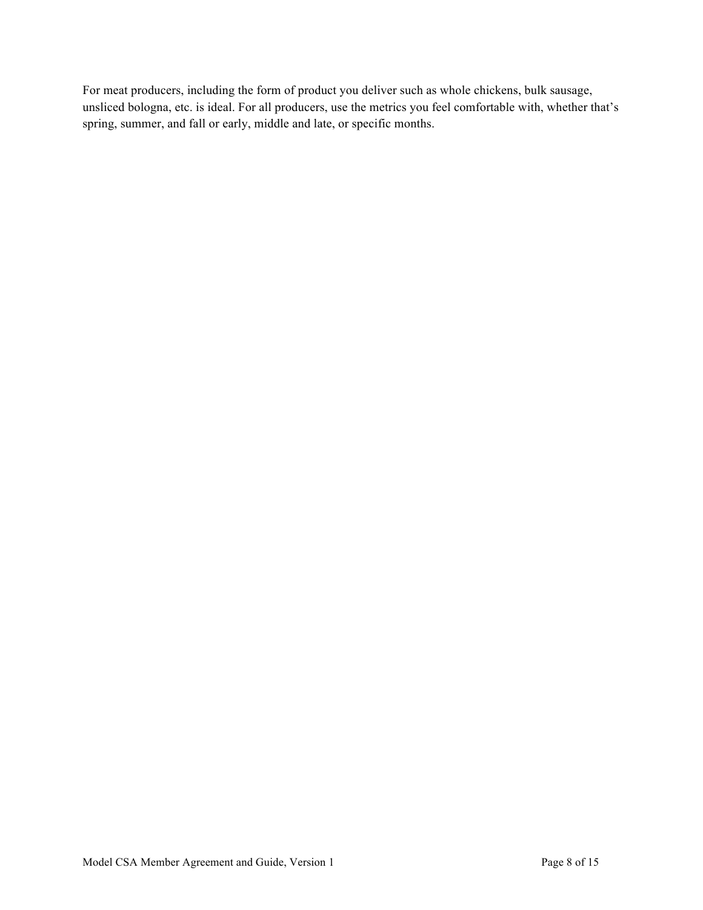For meat producers, including the form of product you deliver such as whole chickens, bulk sausage, unsliced bologna, etc. is ideal. For all producers, use the metrics you feel comfortable with, whether that's spring, summer, and fall or early, middle and late, or specific months.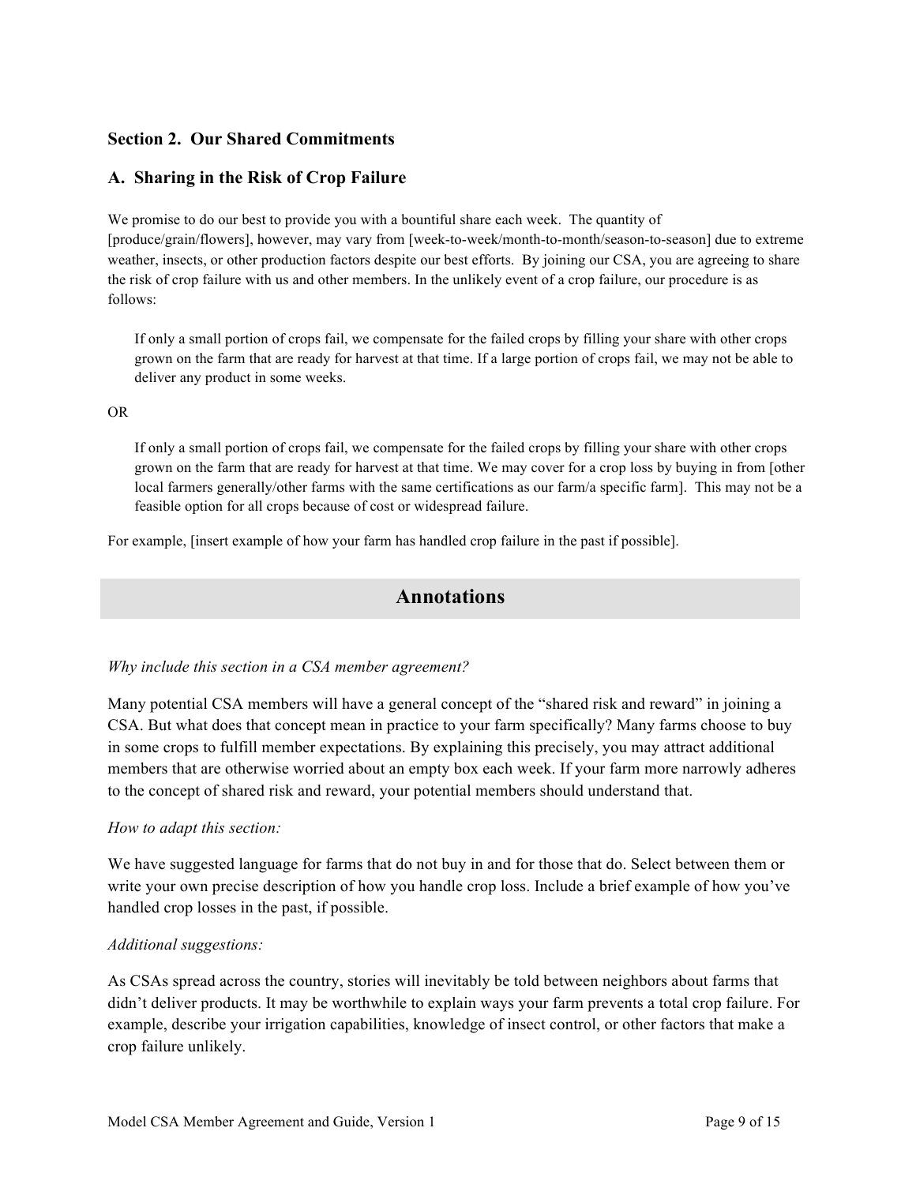## Section 2. Our Shared Commitments

### A. Sharing in the Risk of Crop Failure

We promise to do our best to provide you with a bountiful share each week. The quantity of [produce/grain/flowers], however, may vary from [week-to-week/month-to-month/season-to-season] due to extreme weather, insects, or other production factors despite our best efforts. By joining our CSA, you are agreeing to share the risk of crop failure with us and other members. In the unlikely event of a crop failure, our procedure is as follows:

> If only a small portion of crops fail, we compensate for the failed crops by filling your share with other crops grown on the farm that are ready for harvest at that time. If a large portion of crops fail, we may not be able to deliver any product in some weeks.

OR

> If only a small portion of crops fail, we compensate for the failed crops by filling your share with other crops grown on the farm that are ready for harvest at that time. We may cover for a crop loss by buying in from [other local farmers generally/other farms with the same certifications as our farm/a specific farm]. This may not be a feasible option for all crops because of cost or widespread failure.

For example, [insert example of how your farm has handled crop failure in the past if possible].

## Annotations

*Why include this section in a CSA member agreement?*

Many potential CSA members will have a general concept of the "shared risk and reward" in joining a CSA. But what does that concept mean in practice to your farm specifically? Many farms choose to buy in some crops to fulfill member expectations. By explaining this precisely, you may attract additional members that are otherwise worried about an empty box each week. If your farm more narrowly adheres to the concept of shared risk and reward, your potential members should understand that.

*How to adapt this section:*

We have suggested language for farms that do not buy in and for those that do. Select between them or write your own precise description of how you handle crop loss. Include a brief example of how you've handled crop losses in the past, if possible.

*Additional suggestions:*

As CSAs spread across the country, stories will inevitably be told between neighbors about farms that didn't deliver products. It may be worthwhile to explain ways your farm prevents a total crop failure. For example, describe your irrigation capabilities, knowledge of insect control, or other factors that make a crop failure unlikely.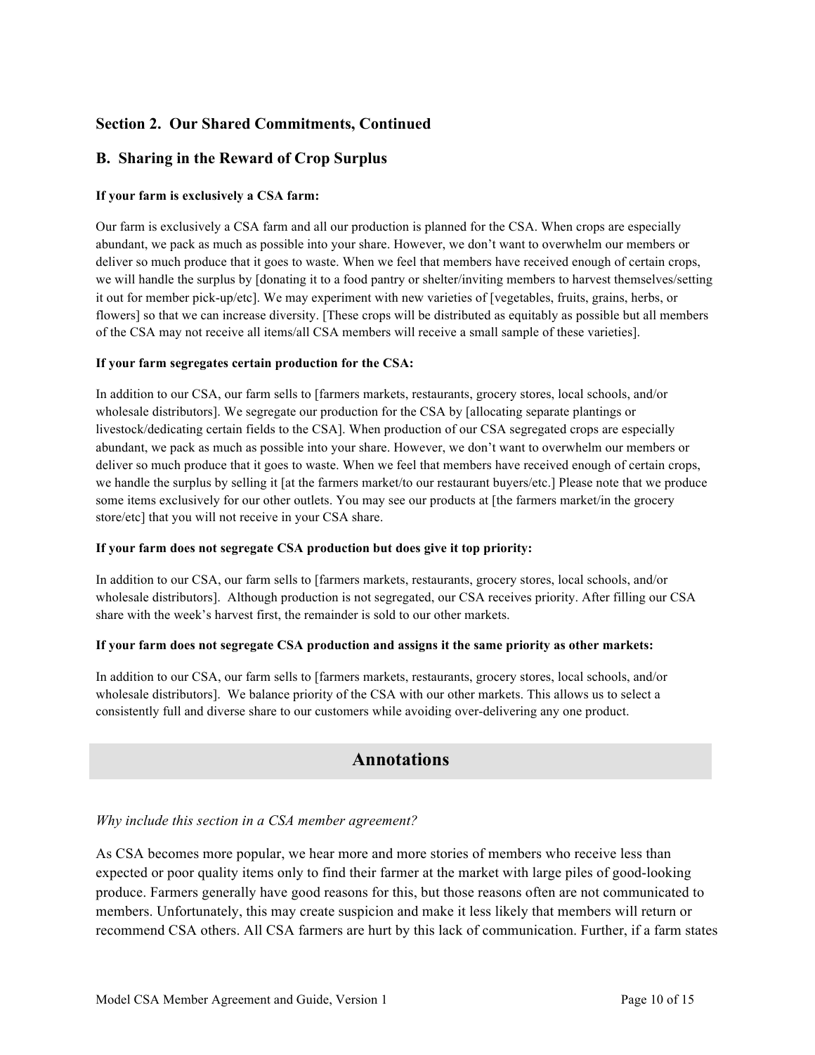## Section 2. Our Shared Commitments, Continued

## B. Sharing in the Reward of Crop Surplus

**If your farm is exclusively a CSA farm:**

Our farm is exclusively a CSA farm and all our production is planned for the CSA. When crops are especially abundant, we pack as much as possible into your share. However, we don't want to overwhelm our members or deliver so much produce that it goes to waste. When we feel that members have received enough of certain crops, we will handle the surplus by [donating it to a food pantry or shelter/inviting members to harvest themselves/setting it out for member pick-up/etc]. We may experiment with new varieties of [vegetables, fruits, grains, herbs, or flowers] so that we can increase diversity. [These crops will be distributed as equitably as possible but all members of the CSA may not receive all items/all CSA members will receive a small sample of these varieties].

**If your farm segregates certain production for the CSA:**

In addition to our CSA, our farm sells to [farmers markets, restaurants, grocery stores, local schools, and/or wholesale distributors]. We segregate our production for the CSA by [allocating separate plantings or livestock/dedicating certain fields to the CSA]. When production of our CSA segregated crops are especially abundant, we pack as much as possible into your share. However, we don't want to overwhelm our members or deliver so much produce that it goes to waste. When we feel that members have received enough of certain crops, we handle the surplus by selling it [at the farmers market/to our restaurant buyers/etc.] Please note that we produce some items exclusively for our other outlets. You may see our products at [the farmers market/in the grocery store/etc] that you will not receive in your CSA share.

**If your farm does not segregate CSA production but does give it top priority:**

In addition to our CSA, our farm sells to [farmers markets, restaurants, grocery stores, local schools, and/or wholesale distributors]. Although production is not segregated, our CSA receives priority. After filling our CSA share with the week's harvest first, the remainder is sold to our other markets.

**If your farm does not segregate CSA production and assigns it the same priority as other markets:**

In addition to our CSA, our farm sells to [farmers markets, restaurants, grocery stores, local schools, and/or wholesale distributors]. We balance priority of the CSA with our other markets. This allows us to select a consistently full and diverse share to our customers while avoiding over-delivering any one product.

## Annotations

*Why include this section in a CSA member agreement?*

As CSA becomes more popular, we hear more and more stories of members who receive less than expected or poor quality items only to find their farmer at the market with large piles of good-looking produce. Farmers generally have good reasons for this, but those reasons often are not communicated to members. Unfortunately, this may create suspicion and make it less likely that members will return or recommend CSA others. All CSA farmers are hurt by this lack of communication. Further, if a farm states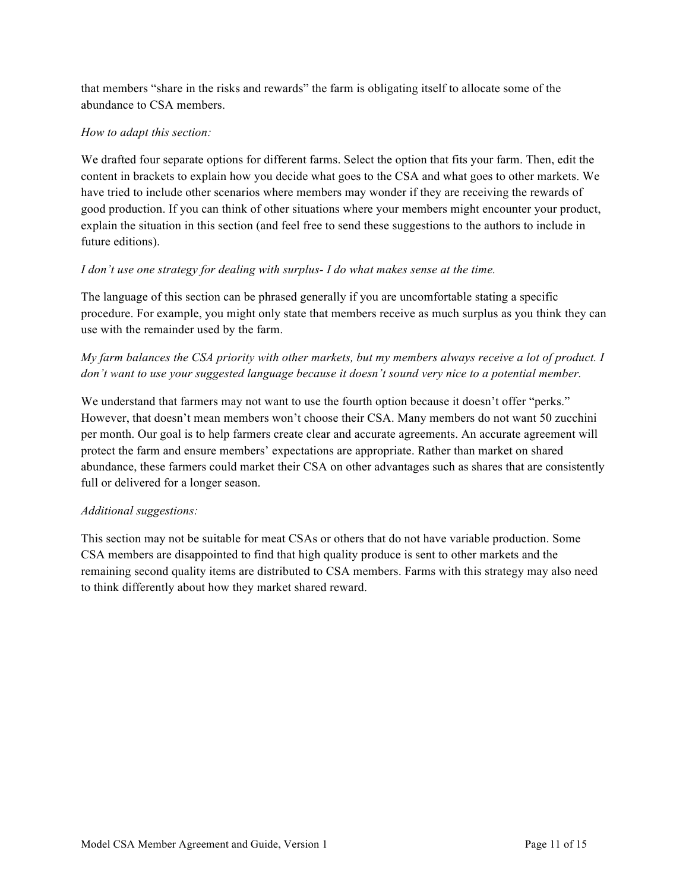that members "share in the risks and rewards" the farm is obligating itself to allocate some of the abundance to CSA members.

*How to adapt this section:*

We drafted four separate options for different farms. Select the option that fits your farm. Then, edit the content in brackets to explain how you decide what goes to the CSA and what goes to other markets. We have tried to include other scenarios where members may wonder if they are receiving the rewards of good production. If you can think of other situations where your members might encounter your product, explain the situation in this section (and feel free to send these suggestions to the authors to include in future editions).

*I don't use one strategy for dealing with surplus- I do what makes sense at the time.*

The language of this section can be phrased generally if you are uncomfortable stating a specific procedure. For example, you might only state that members receive as much surplus as you think they can use with the remainder used by the farm.

*My farm balances the CSA priority with other markets, but my members always receive a lot of product. I don't want to use your suggested language because it doesn't sound very nice to a potential member.*

We understand that farmers may not want to use the fourth option because it doesn't offer "perks." However, that doesn't mean members won't choose their CSA. Many members do not want 50 zucchini per month. Our goal is to help farmers create clear and accurate agreements. An accurate agreement will protect the farm and ensure members' expectations are appropriate. Rather than market on shared abundance, these farmers could market their CSA on other advantages such as shares that are consistently full or delivered for a longer season.

*Additional suggestions:*

This section may not be suitable for meat CSAs or others that do not have variable production. Some CSA members are disappointed to find that high quality produce is sent to other markets and the remaining second quality items are distributed to CSA members. Farms with this strategy may also need to think differently about how they market shared reward.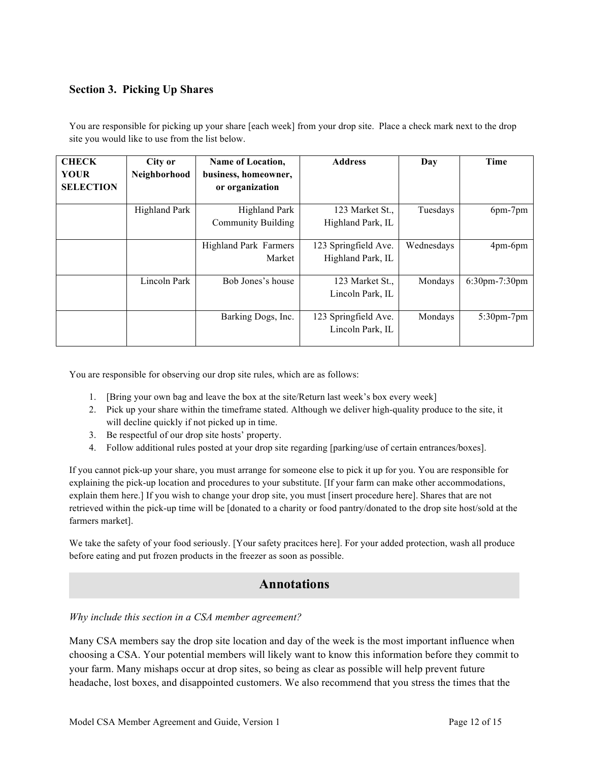## Section 3. Picking Up Shares

You are responsible for picking up your share [each week] from your drop site. Place a check mark next to the drop site you would like to use from the list below.

| CHECK YOUR SELECTION | City or Neighborhood | Name of Location, business, homeowner, or organization | Address | Day | Time |
|---|---|---|---|---|---|
| | Highland Park | Highland Park Community Building | 123 Market St., Highland Park, IL | Tuesdays | 6pm-7pm |
| | | Highland Park Farmers Market | 123 Springfield Ave. Highland Park, IL | Wednesdays | 4pm-6pm |
| | Lincoln Park | Bob Jones's house | 123 Market St., Lincoln Park, IL | Mondays | 6:30pm-7:30pm |
| | | Barking Dogs, Inc. | 123 Springfield Ave. Lincoln Park, IL | Mondays | 5:30pm-7pm |

You are responsible for observing our drop site rules, which are as follows:

1. [Bring your own bag and leave the box at the site/Return last week's box every week]
2. Pick up your share within the timeframe stated. Although we deliver high-quality produce to the site, it will decline quickly if not picked up in time.
3. Be respectful of our drop site hosts' property.
4. Follow additional rules posted at your drop site regarding [parking/use of certain entrances/boxes].

If you cannot pick-up your share, you must arrange for someone else to pick it up for you. You are responsible for explaining the pick-up location and procedures to your substitute. [If your farm can make other accommodations, explain them here.] If you wish to change your drop site, you must [insert procedure here]. Shares that are not retrieved within the pick-up time will be [donated to a charity or food pantry/donated to the drop site host/sold at the farmers market].

We take the safety of your food seriously. [Your safety pracitces here]. For your added protection, wash all produce before eating and put frozen products in the freezer as soon as possible.

## Annotations

*Why include this section in a CSA member agreement?*

Many CSA members say the drop site location and day of the week is the most important influence when choosing a CSA. Your potential members will likely want to know this information before they commit to your farm. Many mishaps occur at drop sites, so being as clear as possible will help prevent future headache, lost boxes, and disappointed customers. We also recommend that you stress the times that the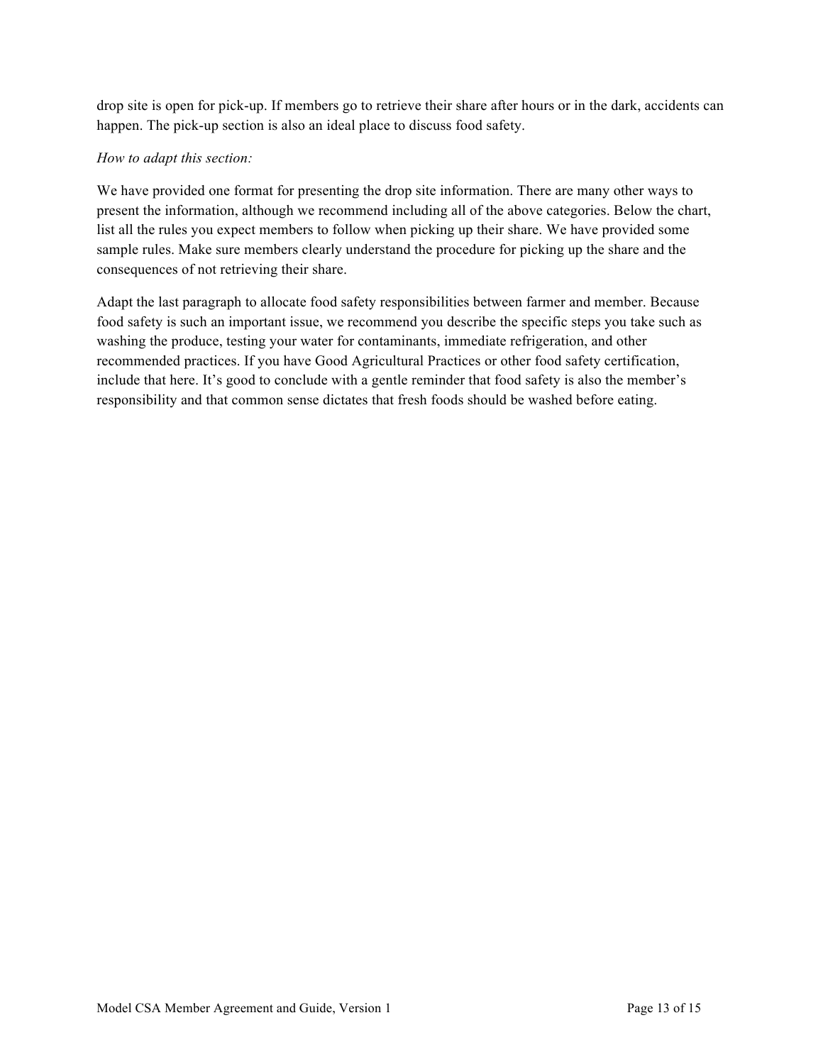drop site is open for pick-up. If members go to retrieve their share after hours or in the dark, accidents can happen. The pick-up section is also an ideal place to discuss food safety.

*How to adapt this section:*

We have provided one format for presenting the drop site information. There are many other ways to present the information, although we recommend including all of the above categories. Below the chart, list all the rules you expect members to follow when picking up their share. We have provided some sample rules. Make sure members clearly understand the procedure for picking up the share and the consequences of not retrieving their share.

Adapt the last paragraph to allocate food safety responsibilities between farmer and member. Because food safety is such an important issue, we recommend you describe the specific steps you take such as washing the produce, testing your water for contaminants, immediate refrigeration, and other recommended practices. If you have Good Agricultural Practices or other food safety certification, include that here. It's good to conclude with a gentle reminder that food safety is also the member's responsibility and that common sense dictates that fresh foods should be washed before eating.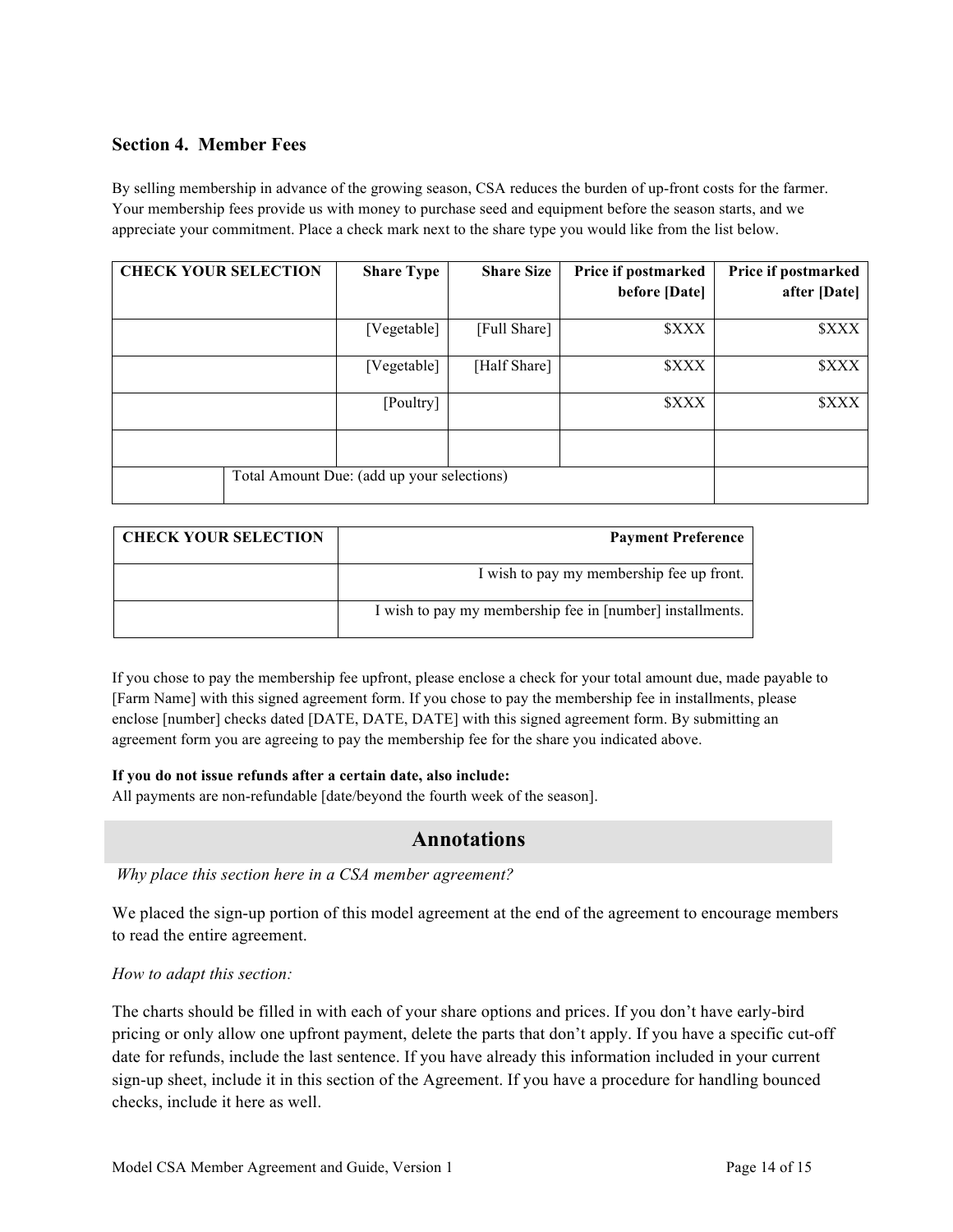## Section 4. Member Fees

By selling membership in advance of the growing season, CSA reduces the burden of up-front costs for the farmer. Your membership fees provide us with money to purchase seed and equipment before the season starts, and we appreciate your commitment. Place a check mark next to the share type you would like from the list below.

| **CHECK YOUR SELECTION** | **Share Type** | **Share Size** | **Price if postmarked before [Date]** | **Price if postmarked after [Date]** |
|---|---|---|---|---|
| | [Vegetable] | [Full Share] | $XXX | $XXX |
| | [Vegetable] | [Half Share] | $XXX | $XXX |
| | [Poultry] | | $XXX | $XXX |
| | | | | |
| | Total Amount Due: (add up your selections) | | | |

| **CHECK YOUR SELECTION** | **Payment Preference** |
|---|---|
| | I wish to pay my membership fee up front. |
| | I wish to pay my membership fee in [number] installments. |

If you chose to pay the membership fee upfront, please enclose a check for your total amount due, made payable to [Farm Name] with this signed agreement form. If you chose to pay the membership fee in installments, please enclose [number] checks dated [DATE, DATE, DATE] with this signed agreement form. By submitting an agreement form you are agreeing to pay the membership fee for the share you indicated above.

**If you do not issue refunds after a certain date, also include:**
All payments are non-refundable [date/beyond the fourth week of the season].

## Annotations

*Why place this section here in a CSA member agreement?*

We placed the sign-up portion of this model agreement at the end of the agreement to encourage members to read the entire agreement.

*How to adapt this section:*

The charts should be filled in with each of your share options and prices. If you don't have early-bird pricing or only allow one upfront payment, delete the parts that don't apply. If you have a specific cut-off date for refunds, include the last sentence. If you have already this information included in your current sign-up sheet, include it in this section of the Agreement. If you have a procedure for handling bounced checks, include it here as well.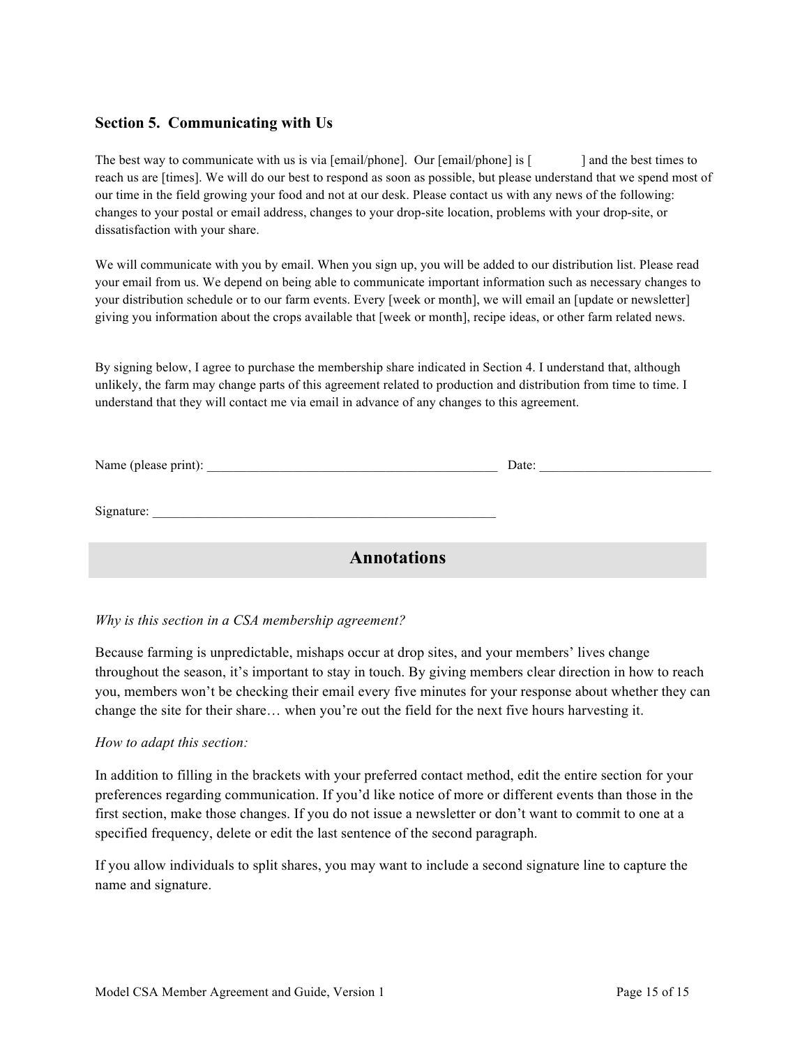### Section 5. Communicating with Us

The best way to communicate with us is via [email/phone]. Our [email/phone] is [ ] and the best times to reach us are [times]. We will do our best to respond as soon as possible, but please understand that we spend most of our time in the field growing your food and not at our desk. Please contact us with any news of the following: changes to your postal or email address, changes to your drop-site location, problems with your drop-site, or dissatisfaction with your share.

We will communicate with you by email. When you sign up, you will be added to our distribution list. Please read your email from us. We depend on being able to communicate important information such as necessary changes to your distribution schedule or to our farm events. Every [week or month], we will email an [update or newsletter] giving you information about the crops available that [week or month], recipe ideas, or other farm related news.

By signing below, I agree to purchase the membership share indicated in Section 4. I understand that, although unlikely, the farm may change parts of this agreement related to production and distribution from time to time. I understand that they will contact me via email in advance of any changes to this agreement.

Name (please print): ____________________________________________ Date: __________________________

Signature: _____________________________________________________

## Annotations

*Why is this section in a CSA membership agreement?*

Because farming is unpredictable, mishaps occur at drop sites, and your members' lives change throughout the season, it's important to stay in touch. By giving members clear direction in how to reach you, members won't be checking their email every five minutes for your response about whether they can change the site for their share… when you're out the field for the next five hours harvesting it.

*How to adapt this section:*

In addition to filling in the brackets with your preferred contact method, edit the entire section for your preferences regarding communication. If you'd like notice of more or different events than those in the first section, make those changes. If you do not issue a newsletter or don't want to commit to one at a specified frequency, delete or edit the last sentence of the second paragraph.

If you allow individuals to split shares, you may want to include a second signature line to capture the name and signature.